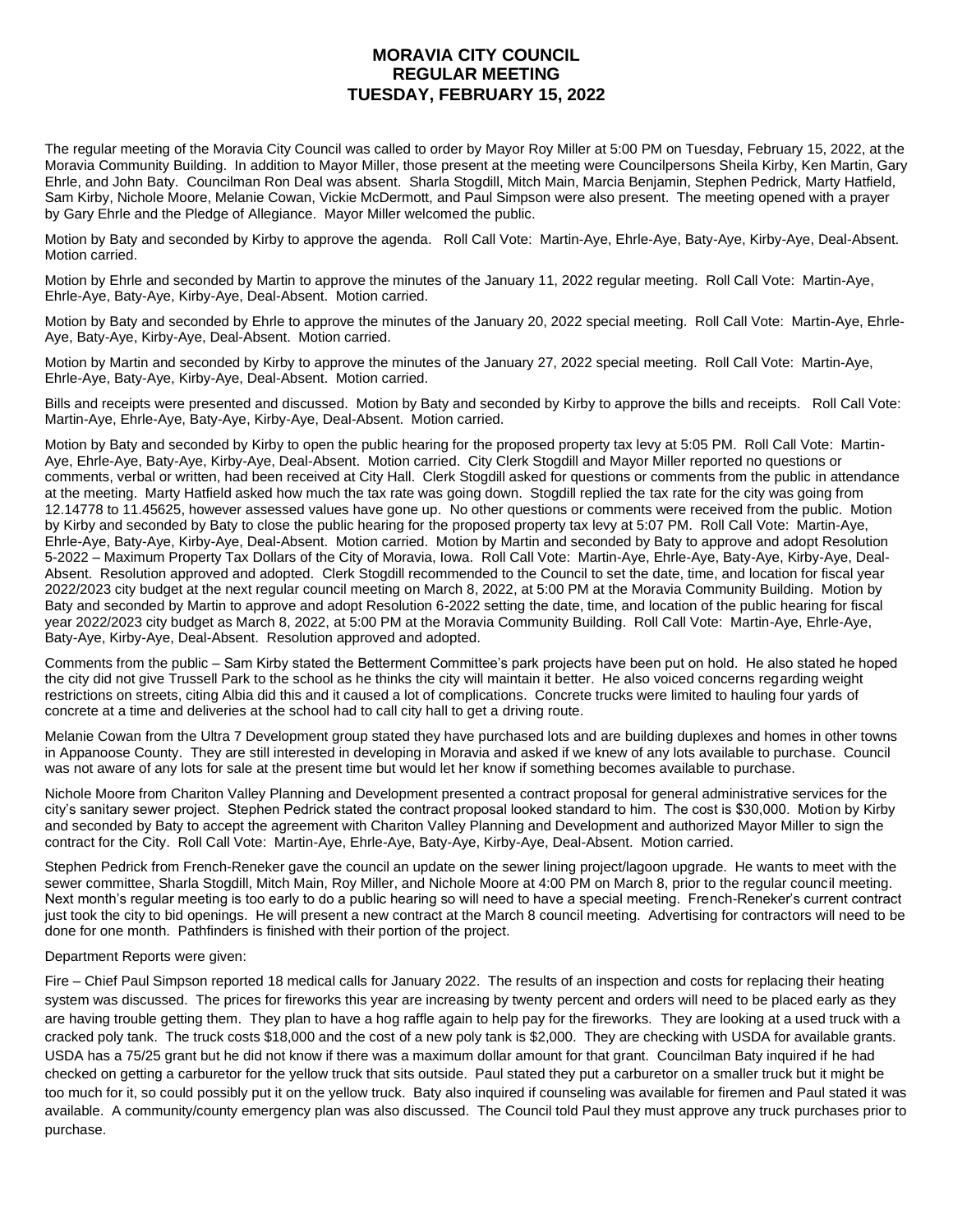# MORAVIA CITY COUNCIL
## REGULAR MEETING
## TUESDAY, FEBRUARY 15, 2022

The regular meeting of the Moravia City Council was called to order by Mayor Roy Miller at 5:00 PM on Tuesday, February 15, 2022, at the Moravia Community Building. In addition to Mayor Miller, those present at the meeting were Councilpersons Sheila Kirby, Ken Martin, Gary Ehrle, and John Baty. Councilman Ron Deal was absent. Sharla Stogdill, Mitch Main, Marcia Benjamin, Stephen Pedrick, Marty Hatfield, Sam Kirby, Nichole Moore, Melanie Cowan, Vickie McDermott, and Paul Simpson were also present. The meeting opened with a prayer by Gary Ehrle and the Pledge of Allegiance. Mayor Miller welcomed the public.

Motion by Baty and seconded by Kirby to approve the agenda. Roll Call Vote: Martin-Aye, Ehrle-Aye, Baty-Aye, Kirby-Aye, Deal-Absent. Motion carried.

Motion by Ehrle and seconded by Martin to approve the minutes of the January 11, 2022 regular meeting. Roll Call Vote: Martin-Aye, Ehrle-Aye, Baty-Aye, Kirby-Aye, Deal-Absent. Motion carried.

Motion by Baty and seconded by Ehrle to approve the minutes of the January 20, 2022 special meeting. Roll Call Vote: Martin-Aye, Ehrle-Aye, Baty-Aye, Kirby-Aye, Deal-Absent. Motion carried.

Motion by Martin and seconded by Kirby to approve the minutes of the January 27, 2022 special meeting. Roll Call Vote: Martin-Aye, Ehrle-Aye, Baty-Aye, Kirby-Aye, Deal-Absent. Motion carried.

Bills and receipts were presented and discussed. Motion by Baty and seconded by Kirby to approve the bills and receipts. Roll Call Vote: Martin-Aye, Ehrle-Aye, Baty-Aye, Kirby-Aye, Deal-Absent. Motion carried.

Motion by Baty and seconded by Kirby to open the public hearing for the proposed property tax levy at 5:05 PM. Roll Call Vote: Martin-Aye, Ehrle-Aye, Baty-Aye, Kirby-Aye, Deal-Absent. Motion carried. City Clerk Stogdill and Mayor Miller reported no questions or comments, verbal or written, had been received at City Hall. Clerk Stogdill asked for questions or comments from the public in attendance at the meeting. Marty Hatfield asked how much the tax rate was going down. Stogdill replied the tax rate for the city was going from 12.14778 to 11.45625, however assessed values have gone up. No other questions or comments were received from the public. Motion by Kirby and seconded by Baty to close the public hearing for the proposed property tax levy at 5:07 PM. Roll Call Vote: Martin-Aye, Ehrle-Aye, Baty-Aye, Kirby-Aye, Deal-Absent. Motion carried. Motion by Martin and seconded by Baty to approve and adopt Resolution 5-2022 – Maximum Property Tax Dollars of the City of Moravia, Iowa. Roll Call Vote: Martin-Aye, Ehrle-Aye, Baty-Aye, Kirby-Aye, Deal-Absent. Resolution approved and adopted. Clerk Stogdill recommended to the Council to set the date, time, and location for fiscal year 2022/2023 city budget at the next regular council meeting on March 8, 2022, at 5:00 PM at the Moravia Community Building. Motion by Baty and seconded by Martin to approve and adopt Resolution 6-2022 setting the date, time, and location of the public hearing for fiscal year 2022/2023 city budget as March 8, 2022, at 5:00 PM at the Moravia Community Building. Roll Call Vote: Martin-Aye, Ehrle-Aye, Baty-Aye, Kirby-Aye, Deal-Absent. Resolution approved and adopted.

Comments from the public – Sam Kirby stated the Betterment Committee's park projects have been put on hold. He also stated he hoped the city did not give Trussell Park to the school as he thinks the city will maintain it better. He also voiced concerns regarding weight restrictions on streets, citing Albia did this and it caused a lot of complications. Concrete trucks were limited to hauling four yards of concrete at a time and deliveries at the school had to call city hall to get a driving route.

Melanie Cowan from the Ultra 7 Development group stated they have purchased lots and are building duplexes and homes in other towns in Appanoose County. They are still interested in developing in Moravia and asked if we knew of any lots available to purchase. Council was not aware of any lots for sale at the present time but would let her know if something becomes available to purchase.

Nichole Moore from Chariton Valley Planning and Development presented a contract proposal for general administrative services for the city's sanitary sewer project. Stephen Pedrick stated the contract proposal looked standard to him. The cost is $30,000. Motion by Kirby and seconded by Baty to accept the agreement with Chariton Valley Planning and Development and authorized Mayor Miller to sign the contract for the City. Roll Call Vote: Martin-Aye, Ehrle-Aye, Baty-Aye, Kirby-Aye, Deal-Absent. Motion carried.

Stephen Pedrick from French-Reneker gave the council an update on the sewer lining project/lagoon upgrade. He wants to meet with the sewer committee, Sharla Stogdill, Mitch Main, Roy Miller, and Nichole Moore at 4:00 PM on March 8, prior to the regular council meeting. Next month's regular meeting is too early to do a public hearing so will need to have a special meeting. French-Reneker's current contract just took the city to bid openings. He will present a new contract at the March 8 council meeting. Advertising for contractors will need to be done for one month. Pathfinders is finished with their portion of the project.

Department Reports were given:

Fire – Chief Paul Simpson reported 18 medical calls for January 2022. The results of an inspection and costs for replacing their heating system was discussed. The prices for fireworks this year are increasing by twenty percent and orders will need to be placed early as they are having trouble getting them. They plan to have a hog raffle again to help pay for the fireworks. They are looking at a used truck with a cracked poly tank. The truck costs $18,000 and the cost of a new poly tank is $2,000. They are checking with USDA for available grants. USDA has a 75/25 grant but he did not know if there was a maximum dollar amount for that grant. Councilman Baty inquired if he had checked on getting a carburetor for the yellow truck that sits outside. Paul stated they put a carburetor on a smaller truck but it might be too much for it, so could possibly put it on the yellow truck. Baty also inquired if counseling was available for firemen and Paul stated it was available. A community/county emergency plan was also discussed. The Council told Paul they must approve any truck purchases prior to purchase.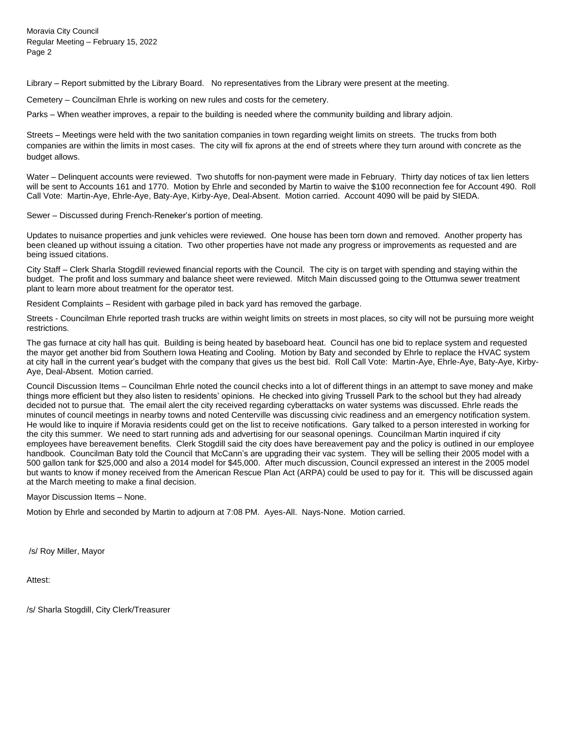Library – Report submitted by the Library Board. No representatives from the Library were present at the meeting.

Cemetery – Councilman Ehrle is working on new rules and costs for the cemetery.

Parks – When weather improves, a repair to the building is needed where the community building and library adjoin.

Streets – Meetings were held with the two sanitation companies in town regarding weight limits on streets. The trucks from both companies are within the limits in most cases. The city will fix aprons at the end of streets where they turn around with concrete as the budget allows.

Water – Delinquent accounts were reviewed. Two shutoffs for non-payment were made in February. Thirty day notices of tax lien letters will be sent to Accounts 161 and 1770. Motion by Ehrle and seconded by Martin to waive the $100 reconnection fee for Account 490. Roll Call Vote: Martin-Aye, Ehrle-Aye, Baty-Aye, Kirby-Aye, Deal-Absent. Motion carried. Account 4090 will be paid by SIEDA.

Sewer – Discussed during French-Reneker's portion of meeting.

Updates to nuisance properties and junk vehicles were reviewed. One house has been torn down and removed. Another property has been cleaned up without issuing a citation. Two other properties have not made any progress or improvements as requested and are being issued citations.

City Staff – Clerk Sharla Stogdill reviewed financial reports with the Council. The city is on target with spending and staying within the budget. The profit and loss summary and balance sheet were reviewed. Mitch Main discussed going to the Ottumwa sewer treatment plant to learn more about treatment for the operator test.

Resident Complaints – Resident with garbage piled in back yard has removed the garbage.

Streets - Councilman Ehrle reported trash trucks are within weight limits on streets in most places, so city will not be pursuing more weight restrictions.

The gas furnace at city hall has quit. Building is being heated by baseboard heat. Council has one bid to replace system and requested the mayor get another bid from Southern Iowa Heating and Cooling. Motion by Baty and seconded by Ehrle to replace the HVAC system at city hall in the current year's budget with the company that gives us the best bid. Roll Call Vote: Martin-Aye, Ehrle-Aye, Baty-Aye, Kirby-Aye, Deal-Absent. Motion carried.

Council Discussion Items – Councilman Ehrle noted the council checks into a lot of different things in an attempt to save money and make things more efficient but they also listen to residents' opinions. He checked into giving Trussell Park to the school but they had already decided not to pursue that. The email alert the city received regarding cyberattacks on water systems was discussed. Ehrle reads the minutes of council meetings in nearby towns and noted Centerville was discussing civic readiness and an emergency notification system. He would like to inquire if Moravia residents could get on the list to receive notifications. Gary talked to a person interested in working for the city this summer. We need to start running ads and advertising for our seasonal openings. Councilman Martin inquired if city employees have bereavement benefits. Clerk Stogdill said the city does have bereavement pay and the policy is outlined in our employee handbook. Councilman Baty told the Council that McCann's are upgrading their vac system. They will be selling their 2005 model with a 500 gallon tank for $25,000 and also a 2014 model for $45,000. After much discussion, Council expressed an interest in the 2005 model but wants to know if money received from the American Rescue Plan Act (ARPA) could be used to pay for it. This will be discussed again at the March meeting to make a final decision.

Mayor Discussion Items – None.

Motion by Ehrle and seconded by Martin to adjourn at 7:08 PM. Ayes-All. Nays-None. Motion carried.

/s/ Roy Miller, Mayor

Attest:

/s/ Sharla Stogdill, City Clerk/Treasurer